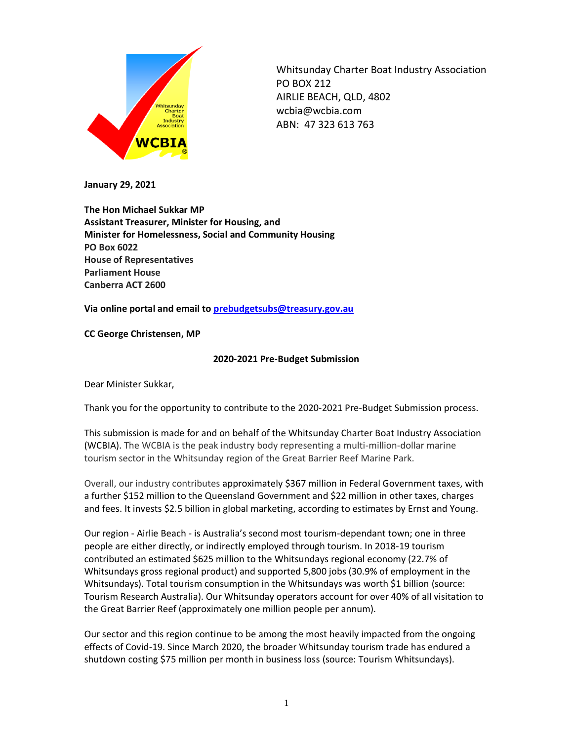Whitsunday Charter Boat Industry Association
PO BOX 212
AIRLIE BEACH, QLD, 4802
wcbia@wcbia.com
ABN: 47 323 613 763

**January 29, 2021**

**The Hon Michael Sukkar MP**
**Assistant Treasurer, Minister for Housing, and**
**Minister for Homelessness, Social and Community Housing**
**PO Box 6022**
**House of Representatives**
**Parliament House**
**Canberra ACT 2600**

**Via online portal and email to prebudgetsubs@treasury.gov.au**

**CC George Christensen, MP**

**2020-2021 Pre-Budget Submission**

Dear Minister Sukkar,

Thank you for the opportunity to contribute to the 2020-2021 Pre-Budget Submission process.

This submission is made for and on behalf of the Whitsunday Charter Boat Industry Association (WCBIA). The WCBIA is the peak industry body representing a multi-million-dollar marine tourism sector in the Whitsunday region of the Great Barrier Reef Marine Park.

Overall, our industry contributes approximately $367 million in Federal Government taxes, with a further $152 million to the Queensland Government and $22 million in other taxes, charges and fees. It invests $2.5 billion in global marketing, according to estimates by Ernst and Young.

Our region - Airlie Beach - is Australia's second most tourism-dependant town; one in three people are either directly, or indirectly employed through tourism. In 2018-19 tourism contributed an estimated $625 million to the Whitsundays regional economy (22.7% of Whitsundays gross regional product) and supported 5,800 jobs (30.9% of employment in the Whitsundays). Total tourism consumption in the Whitsundays was worth $1 billion (source: Tourism Research Australia). Our Whitsunday operators account for over 40% of all visitation to the Great Barrier Reef (approximately one million people per annum).

Our sector and this region continue to be among the most heavily impacted from the ongoing effects of Covid-19. Since March 2020, the broader Whitsunday tourism trade has endured a shutdown costing $75 million per month in business loss (source: Tourism Whitsundays).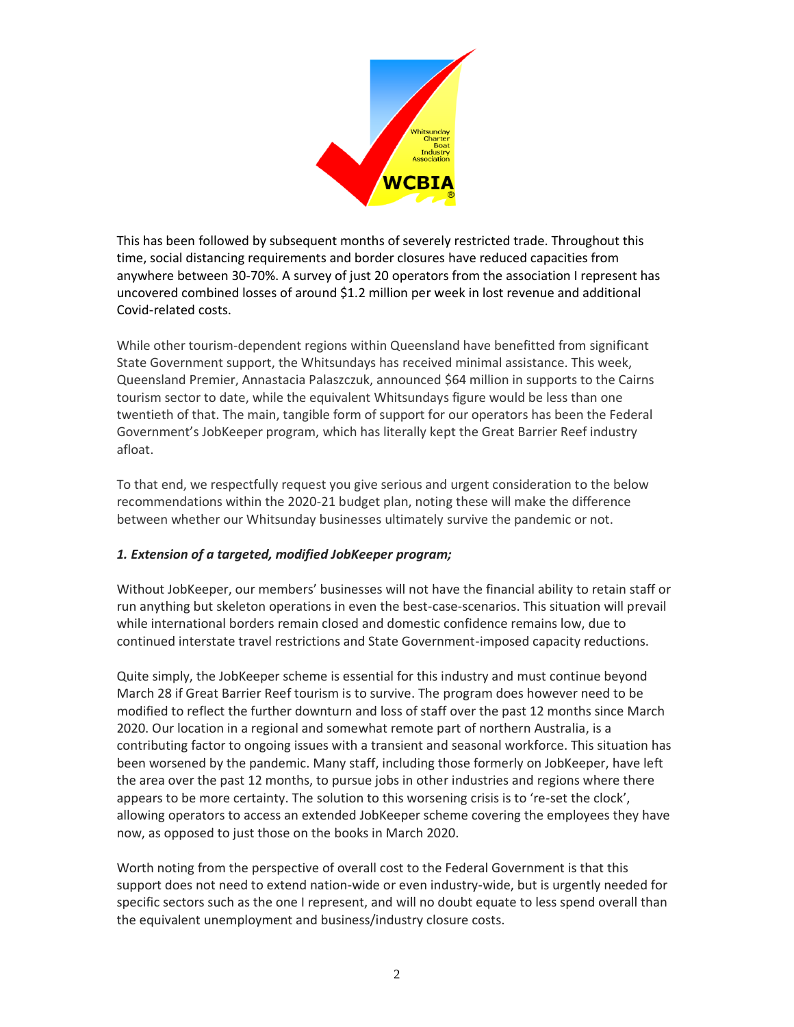This has been followed by subsequent months of severely restricted trade. Throughout this time, social distancing requirements and border closures have reduced capacities from anywhere between 30-70%. A survey of just 20 operators from the association I represent has uncovered combined losses of around $1.2 million per week in lost revenue and additional Covid-related costs.

While other tourism-dependent regions within Queensland have benefitted from significant State Government support, the Whitsundays has received minimal assistance. This week, Queensland Premier, Annastacia Palaszczuk, announced $64 million in supports to the Cairns tourism sector to date, while the equivalent Whitsundays figure would be less than one twentieth of that. The main, tangible form of support for our operators has been the Federal Government's JobKeeper program, which has literally kept the Great Barrier Reef industry afloat.

To that end, we respectfully request you give serious and urgent consideration to the below recommendations within the 2020-21 budget plan, noting these will make the difference between whether our Whitsunday businesses ultimately survive the pandemic or not.

***1. Extension of a targeted, modified JobKeeper program;***

Without JobKeeper, our members' businesses will not have the financial ability to retain staff or run anything but skeleton operations in even the best-case-scenarios. This situation will prevail while international borders remain closed and domestic confidence remains low, due to continued interstate travel restrictions and State Government-imposed capacity reductions.

Quite simply, the JobKeeper scheme is essential for this industry and must continue beyond March 28 if Great Barrier Reef tourism is to survive. The program does however need to be modified to reflect the further downturn and loss of staff over the past 12 months since March 2020. Our location in a regional and somewhat remote part of northern Australia, is a contributing factor to ongoing issues with a transient and seasonal workforce. This situation has been worsened by the pandemic. Many staff, including those formerly on JobKeeper, have left the area over the past 12 months, to pursue jobs in other industries and regions where there appears to be more certainty. The solution to this worsening crisis is to 're-set the clock', allowing operators to access an extended JobKeeper scheme covering the employees they have now, as opposed to just those on the books in March 2020.

Worth noting from the perspective of overall cost to the Federal Government is that this support does not need to extend nation-wide or even industry-wide, but is urgently needed for specific sectors such as the one I represent, and will no doubt equate to less spend overall than the equivalent unemployment and business/industry closure costs.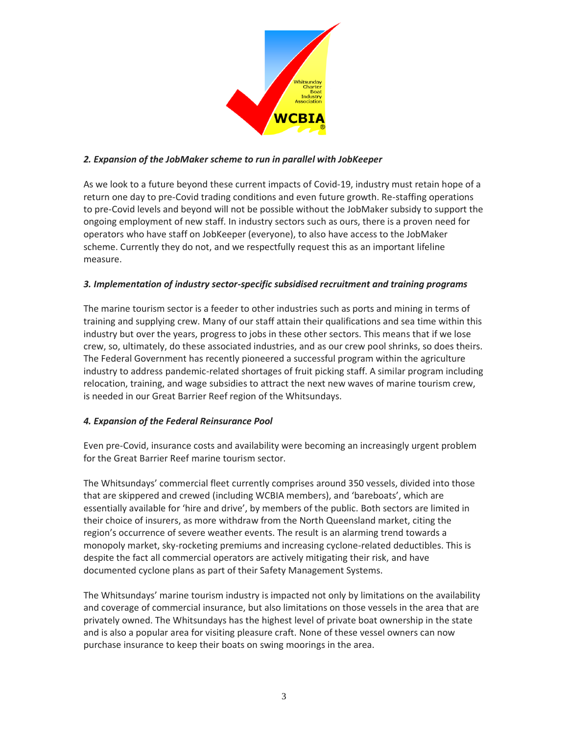### *2. Expansion of the JobMaker scheme to run in parallel with JobKeeper*

As we look to a future beyond these current impacts of Covid-19, industry must retain hope of a return one day to pre-Covid trading conditions and even future growth. Re-staffing operations to pre-Covid levels and beyond will not be possible without the JobMaker subsidy to support the ongoing employment of new staff. In industry sectors such as ours, there is a proven need for operators who have staff on JobKeeper (everyone), to also have access to the JobMaker scheme. Currently they do not, and we respectfully request this as an important lifeline measure.

### *3. Implementation of industry sector-specific subsidised recruitment and training programs*

The marine tourism sector is a feeder to other industries such as ports and mining in terms of training and supplying crew. Many of our staff attain their qualifications and sea time within this industry but over the years, progress to jobs in these other sectors. This means that if we lose crew, so, ultimately, do these associated industries, and as our crew pool shrinks, so does theirs. The Federal Government has recently pioneered a successful program within the agriculture industry to address pandemic-related shortages of fruit picking staff. A similar program including relocation, training, and wage subsidies to attract the next new waves of marine tourism crew, is needed in our Great Barrier Reef region of the Whitsundays.

### *4. Expansion of the Federal Reinsurance Pool*

Even pre-Covid, insurance costs and availability were becoming an increasingly urgent problem for the Great Barrier Reef marine tourism sector.

The Whitsundays' commercial fleet currently comprises around 350 vessels, divided into those that are skippered and crewed (including WCBIA members), and 'bareboats', which are essentially available for 'hire and drive', by members of the public. Both sectors are limited in their choice of insurers, as more withdraw from the North Queensland market, citing the region's occurrence of severe weather events. The result is an alarming trend towards a monopoly market, sky-rocketing premiums and increasing cyclone-related deductibles. This is despite the fact all commercial operators are actively mitigating their risk, and have documented cyclone plans as part of their Safety Management Systems.

The Whitsundays' marine tourism industry is impacted not only by limitations on the availability and coverage of commercial insurance, but also limitations on those vessels in the area that are privately owned. The Whitsundays has the highest level of private boat ownership in the state and is also a popular area for visiting pleasure craft. None of these vessel owners can now purchase insurance to keep their boats on swing moorings in the area.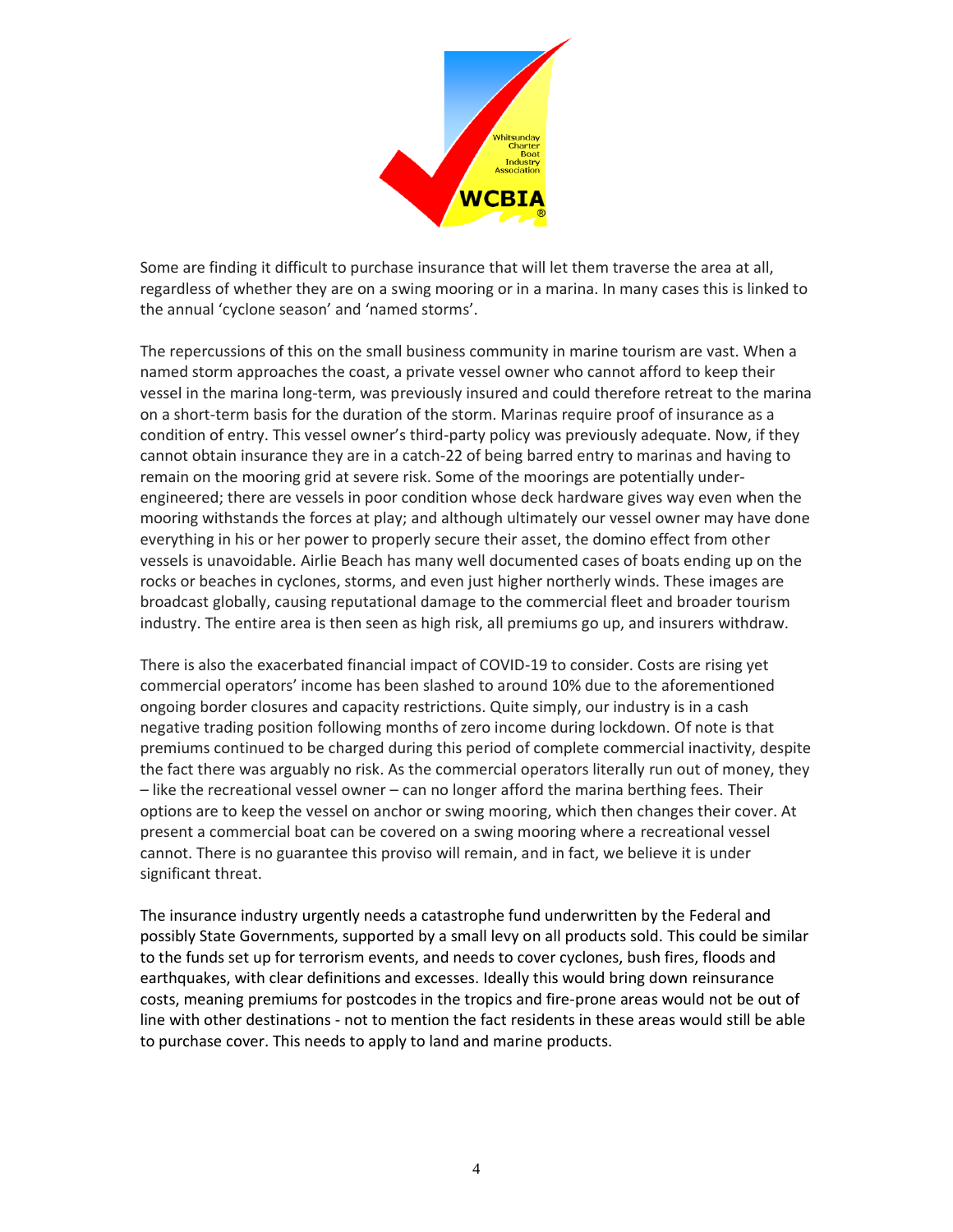Some are finding it difficult to purchase insurance that will let them traverse the area at all, regardless of whether they are on a swing mooring or in a marina. In many cases this is linked to the annual 'cyclone season' and 'named storms'.

The repercussions of this on the small business community in marine tourism are vast. When a named storm approaches the coast, a private vessel owner who cannot afford to keep their vessel in the marina long-term, was previously insured and could therefore retreat to the marina on a short-term basis for the duration of the storm. Marinas require proof of insurance as a condition of entry. This vessel owner's third-party policy was previously adequate. Now, if they cannot obtain insurance they are in a catch-22 of being barred entry to marinas and having to remain on the mooring grid at severe risk. Some of the moorings are potentially under-engineered; there are vessels in poor condition whose deck hardware gives way even when the mooring withstands the forces at play; and although ultimately our vessel owner may have done everything in his or her power to properly secure their asset, the domino effect from other vessels is unavoidable. Airlie Beach has many well documented cases of boats ending up on the rocks or beaches in cyclones, storms, and even just higher northerly winds. These images are broadcast globally, causing reputational damage to the commercial fleet and broader tourism industry. The entire area is then seen as high risk, all premiums go up, and insurers withdraw.

There is also the exacerbated financial impact of COVID-19 to consider. Costs are rising yet commercial operators' income has been slashed to around 10% due to the aforementioned ongoing border closures and capacity restrictions. Quite simply, our industry is in a cash negative trading position following months of zero income during lockdown. Of note is that premiums continued to be charged during this period of complete commercial inactivity, despite the fact there was arguably no risk. As the commercial operators literally run out of money, they – like the recreational vessel owner – can no longer afford the marina berthing fees. Their options are to keep the vessel on anchor or swing mooring, which then changes their cover. At present a commercial boat can be covered on a swing mooring where a recreational vessel cannot. There is no guarantee this proviso will remain, and in fact, we believe it is under significant threat.

The insurance industry urgently needs a catastrophe fund underwritten by the Federal and possibly State Governments, supported by a small levy on all products sold. This could be similar to the funds set up for terrorism events, and needs to cover cyclones, bush fires, floods and earthquakes, with clear definitions and excesses. Ideally this would bring down reinsurance costs, meaning premiums for postcodes in the tropics and fire-prone areas would not be out of line with other destinations - not to mention the fact residents in these areas would still be able to purchase cover. This needs to apply to land and marine products.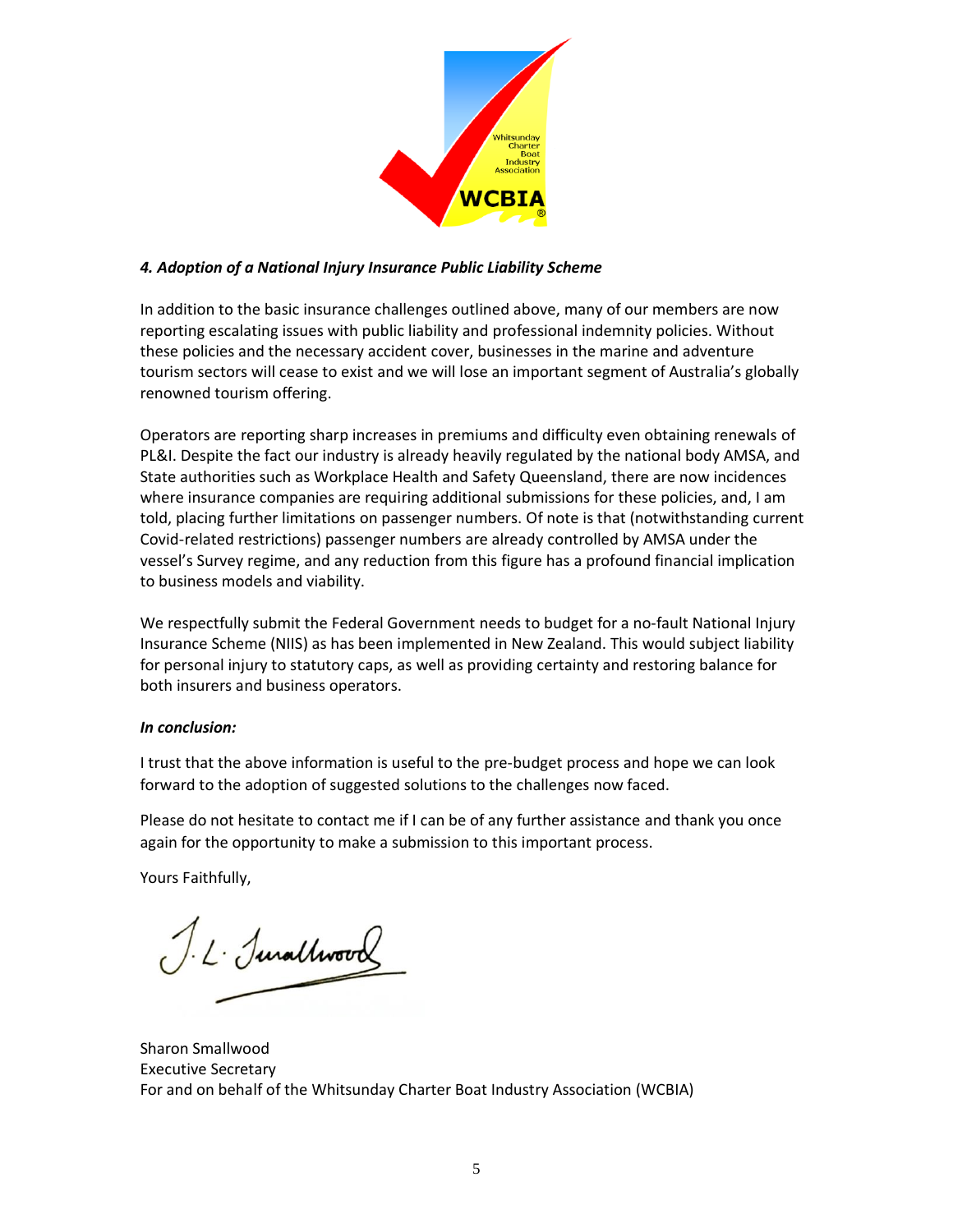### *4. Adoption of a National Injury Insurance Public Liability Scheme*

In addition to the basic insurance challenges outlined above, many of our members are now reporting escalating issues with public liability and professional indemnity policies. Without these policies and the necessary accident cover, businesses in the marine and adventure tourism sectors will cease to exist and we will lose an important segment of Australia's globally renowned tourism offering.

Operators are reporting sharp increases in premiums and difficulty even obtaining renewals of PL&I. Despite the fact our industry is already heavily regulated by the national body AMSA, and State authorities such as Workplace Health and Safety Queensland, there are now incidences where insurance companies are requiring additional submissions for these policies, and, I am told, placing further limitations on passenger numbers. Of note is that (notwithstanding current Covid-related restrictions) passenger numbers are already controlled by AMSA under the vessel's Survey regime, and any reduction from this figure has a profound financial implication to business models and viability.

We respectfully submit the Federal Government needs to budget for a no-fault National Injury Insurance Scheme (NIIS) as has been implemented in New Zealand. This would subject liability for personal injury to statutory caps, as well as providing certainty and restoring balance for both insurers and business operators.

### *In conclusion:*

I trust that the above information is useful to the pre-budget process and hope we can look forward to the adoption of suggested solutions to the challenges now faced.

Please do not hesitate to contact me if I can be of any further assistance and thank you once again for the opportunity to make a submission to this important process.

Yours Faithfully,

Sharon Smallwood
Executive Secretary
For and on behalf of the Whitsunday Charter Boat Industry Association (WCBIA)